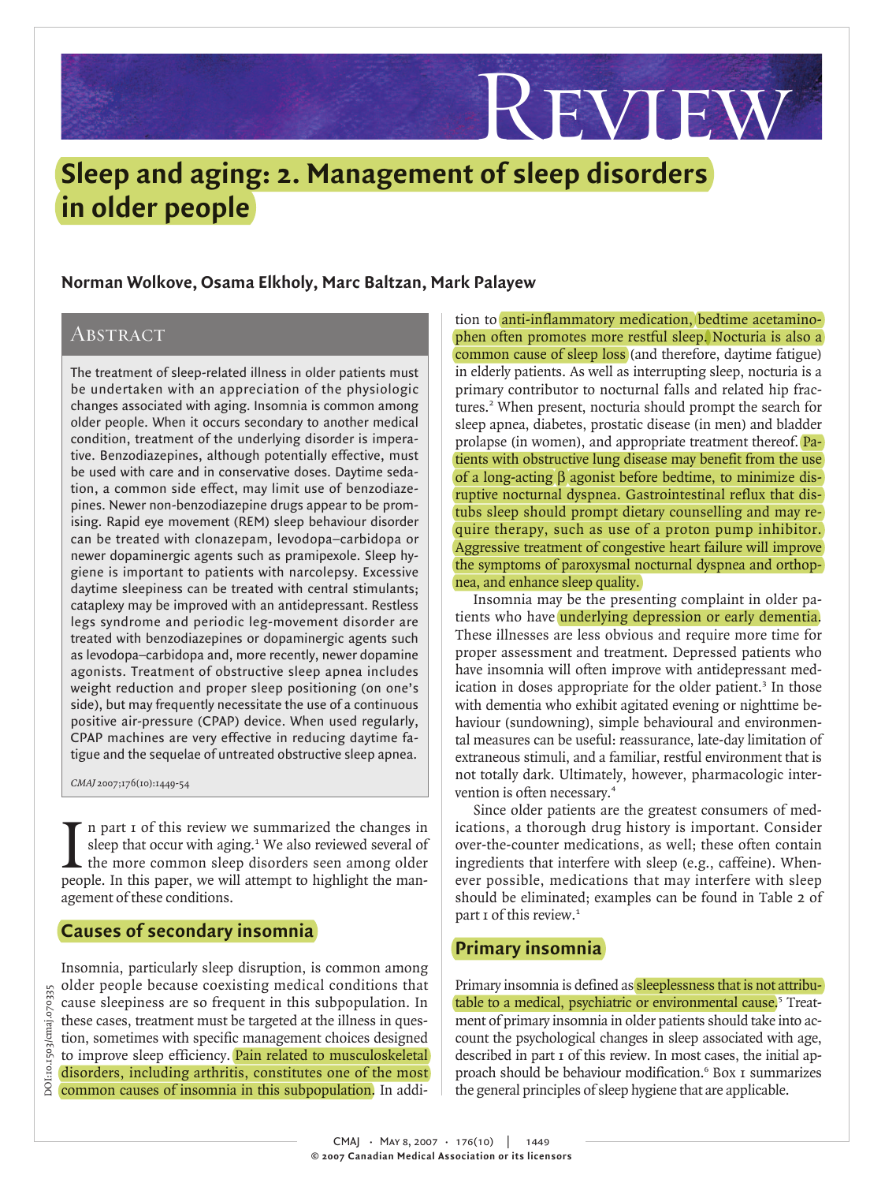# Sleep and aging: 2. Management of sleep disorders in older people

**Norman Wolkove, Osama Elkholy, Marc Baltzan, Mark Palayew**

## Abstract

The treatment of sleep-related illness in older patients must be undertaken with an appreciation of the physiologic changes associated with aging. Insomnia is common among older people. When it occurs secondary to another medical condition, treatment of the underlying disorder is imperative. Benzodiazepines, although potentially effective, must be used with care and in conservative doses. Daytime sedation, a common side effect, may limit use of benzodiazepines. Newer non-benzodiazepine drugs appear to be promising. Rapid eye movement (REM) sleep behaviour disorder can be treated with clonazepam, levodopa–carbidopa or newer dopaminergic agents such as pramipexole. Sleep hygiene is important to patients with narcolepsy. Excessive daytime sleepiness can be treated with central stimulants; cataplexy may be improved with an antidepressant. Restless legs syndrome and periodic leg-movement disorder are treated with benzodiazepines or dopaminergic agents such as levodopa–carbidopa and, more recently, newer dopamine agonists. Treatment of obstructive sleep apnea includes weight reduction and proper sleep positioning (on one's side), but may frequently necessitate the use of a continuous positive air-pressure (CPAP) device. When used regularly, CPAP machines are very effective in reducing daytime fatigue and the sequelae of untreated obstructive sleep apnea.

*CMAJ* 2007;176(10):1449-54

In part 1 of this review we summarized the changes in sleep that occur with aging.[1] We also reviewed several of the more common sleep disorders seen among older people. In this paper, we will attempt to highlight the management of these conditions.

## Causes of secondary insomnia

Insomnia, particularly sleep disruption, is common among older people because coexisting medical conditions that cause sleepiness are so frequent in this subpopulation. In these cases, treatment must be targeted at the illness in question, sometimes with specific management choices designed to improve sleep efficiency. Pain related to musculoskeletal disorders, including arthritis, constitutes one of the most common causes of insomnia in this subpopulation. In addition to anti-inflammatory medication, bedtime acetaminophen often promotes more restful sleep. Nocturia is also a common cause of sleep loss (and therefore, daytime fatigue) in elderly patients. As well as interrupting sleep, nocturia is a primary contributor to nocturnal falls and related hip fractures.[2] When present, nocturia should prompt the search for sleep apnea, diabetes, prostatic disease (in men) and bladder prolapse (in women), and appropriate treatment thereof. Patients with obstructive lung disease may benefit from the use of a long-acting β agonist before bedtime, to minimize disruptive nocturnal dyspnea. Gastrointestinal reflux that distubs sleep should prompt dietary counselling and may require therapy, such as use of a proton pump inhibitor. Aggressive treatment of congestive heart failure will improve the symptoms of paroxysmal nocturnal dyspnea and orthopnea, and enhance sleep quality.

Insomnia may be the presenting complaint in older patients who have underlying depression or early dementia. These illnesses are less obvious and require more time for proper assessment and treatment. Depressed patients who have insomnia will often improve with antidepressant medication in doses appropriate for the older patient.[3] In those with dementia who exhibit agitated evening or nighttime behaviour (sundowning), simple behavioural and environmental measures can be useful: reassurance, late-day limitation of extraneous stimuli, and a familiar, restful environment that is not totally dark. Ultimately, however, pharmacologic intervention is often necessary.[4]

Since older patients are the greatest consumers of medications, a thorough drug history is important. Consider over-the-counter medications, as well; these often contain ingredients that interfere with sleep (e.g., caffeine). Whenever possible, medications that may interfere with sleep should be eliminated; examples can be found in Table 2 of part 1 of this review.[1]

## Primary insomnia

Primary insomnia is defined as sleeplessness that is not attributable to a medical, psychiatric or environmental cause.[5] Treatment of primary insomnia in older patients should take into account the psychological changes in sleep associated with age, described in part 1 of this review. In most cases, the initial approach should be behaviour modification.[6] Box 1 summarizes the general principles of sleep hygiene that are applicable.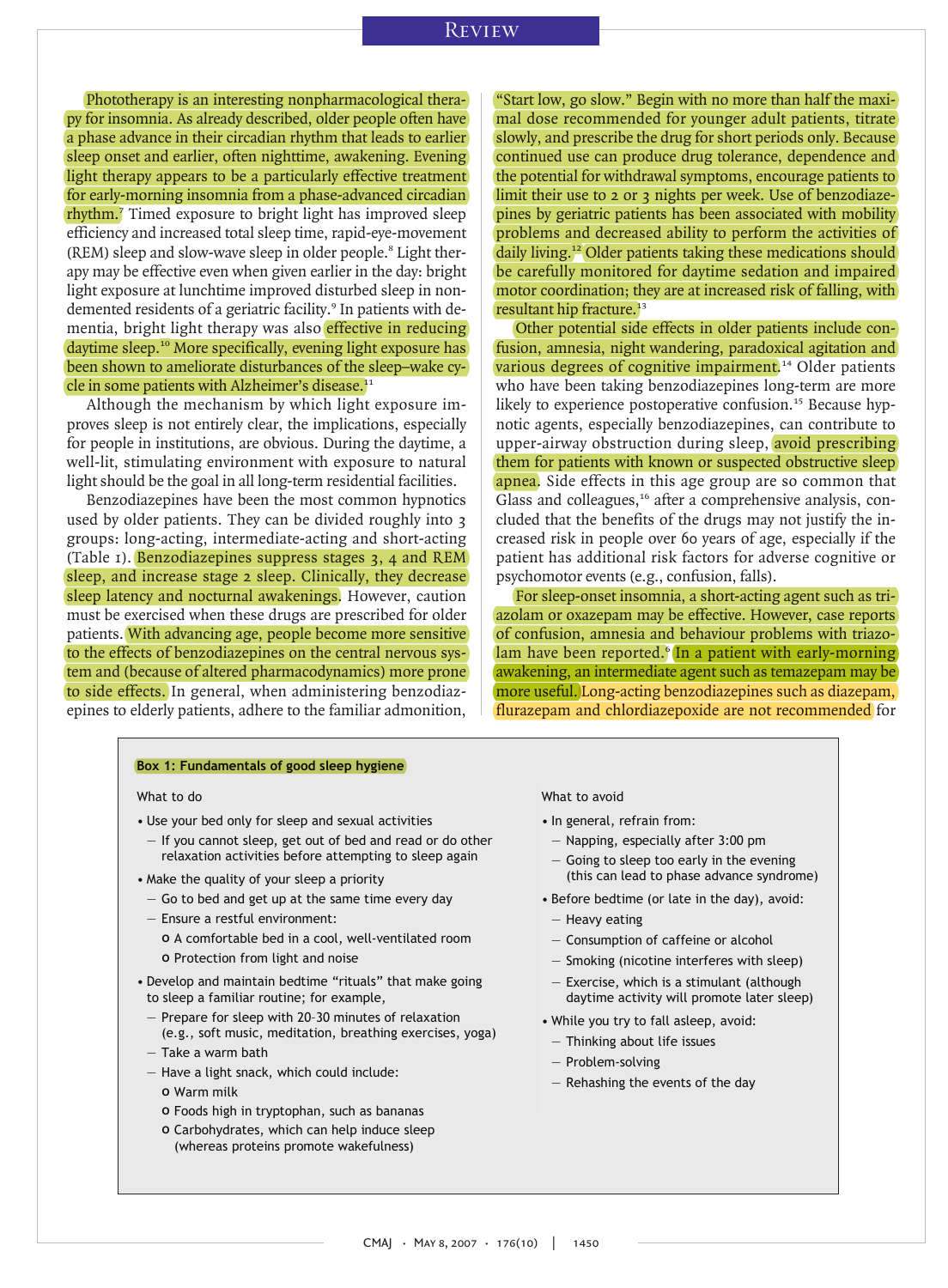Phototherapy is an interesting nonpharmacological therapy for insomnia. As already described, older people often have a phase advance in their circadian rhythm that leads to earlier sleep onset and earlier, often nighttime, awakening. Evening light therapy appears to be a particularly effective treatment for early-morning insomnia from a phase-advanced circadian rhythm.[7] Timed exposure to bright light has improved sleep efficiency and increased total sleep time, rapid-eye-movement (REM) sleep and slow-wave sleep in older people.[8] Light therapy may be effective even when given earlier in the day: bright light exposure at lunchtime improved disturbed sleep in nondemented residents of a geriatric facility.[9] In patients with dementia, bright light therapy was also effective in reducing daytime sleep.[10] More specifically, evening light exposure has been shown to ameliorate disturbances of the sleep–wake cycle in some patients with Alzheimer's disease.[11]

Although the mechanism by which light exposure improves sleep is not entirely clear, the implications, especially for people in institutions, are obvious. During the daytime, a well-lit, stimulating environment with exposure to natural light should be the goal in all long-term residential facilities.

Benzodiazepines have been the most common hypnotics used by older patients. They can be divided roughly into 3 groups: long-acting, intermediate-acting and short-acting (Table 1). Benzodiazepines suppress stages 3, 4 and REM sleep, and increase stage 2 sleep. Clinically, they decrease sleep latency and nocturnal awakenings. However, caution must be exercised when these drugs are prescribed for older patients. With advancing age, people become more sensitive to the effects of benzodiazepines on the central nervous system and (because of altered pharmacodynamics) more prone to side effects. In general, when administering benzodiazepines to elderly patients, adhere to the familiar admonition, "Start low, go slow." Begin with no more than half the maximal dose recommended for younger adult patients, titrate slowly, and prescribe the drug for short periods only. Because continued use can produce drug tolerance, dependence and the potential for withdrawal symptoms, encourage patients to limit their use to 2 or 3 nights per week. Use of benzodiazepines by geriatric patients has been associated with mobility problems and decreased ability to perform the activities of daily living.[12] Older patients taking these medications should be carefully monitored for daytime sedation and impaired motor coordination; they are at increased risk of falling, with resultant hip fracture.[13]

Other potential side effects in older patients include confusion, amnesia, night wandering, paradoxical agitation and various degrees of cognitive impairment.[14] Older patients who have been taking benzodiazepines long-term are more likely to experience postoperative confusion.[15] Because hypnotic agents, especially benzodiazepines, can contribute to upper-airway obstruction during sleep, avoid prescribing them for patients with known or suspected obstructive sleep apnea. Side effects in this age group are so common that Glass and colleagues,[16] after a comprehensive analysis, concluded that the benefits of the drugs may not justify the increased risk in people over 60 years of age, especially if the patient has additional risk factors for adverse cognitive or psychomotor events (e.g., confusion, falls).

For sleep-onset insomnia, a short-acting agent such as triazolam or oxazepam may be effective. However, case reports of confusion, amnesia and behaviour problems with triazolam have been reported.[6] In a patient with early-morning awakening, an intermediate agent such as temazepam may be more useful. Long-acting benzodiazepines such as diazepam, flurazepam and chlordiazepoxide are not recommended for

**Box 1: Fundamentals of good sleep hygiene**

What to do

- Use your bed only for sleep and sexual activities
  - If you cannot sleep, get out of bed and read or do other relaxation activities before attempting to sleep again
- Make the quality of your sleep a priority
  - Go to bed and get up at the same time every day
  - Ensure a restful environment:
    - A comfortable bed in a cool, well-ventilated room
    - Protection from light and noise
- Develop and maintain bedtime "rituals" that make going to sleep a familiar routine; for example,
  - Prepare for sleep with 20–30 minutes of relaxation (e.g., soft music, meditation, breathing exercises, yoga)
  - Take a warm bath
  - Have a light snack, which could include:
    - Warm milk
    - Foods high in tryptophan, such as bananas
    - Carbohydrates, which can help induce sleep (whereas proteins promote wakefulness)

What to avoid

- In general, refrain from:
  - Napping, especially after 3:00 pm
  - Going to sleep too early in the evening (this can lead to phase advance syndrome)
- Before bedtime (or late in the day), avoid:
  - Heavy eating
  - Consumption of caffeine or alcohol
  - Smoking (nicotine interferes with sleep)
  - Exercise, which is a stimulant (although daytime activity will promote later sleep)
- While you try to fall asleep, avoid:
  - Thinking about life issues
  - Problem-solving
  - Rehashing the events of the day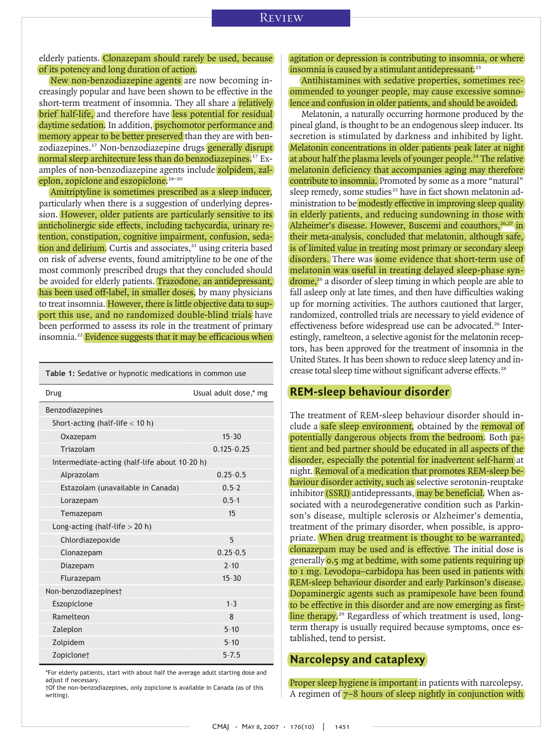elderly patients. Clonazepam should rarely be used, because of its potency and long duration of action.

New non-benzodiazepine agents are now becoming increasingly popular and have been shown to be effective in the short-term treatment of insomnia. They all share a relatively brief half-life, and therefore have less potential for residual daytime sedation. In addition, psychomotor performance and memory appear to be better preserved than they are with benzodiazepines.[17] Non-benzodiazepine drugs generally disrupt normal sleep architecture less than do benzodiazepines.[17] Examples of non-benzodiazepine agents include zolpidem, zaleplon, zopiclone and eszopiclone.[18–20]

Amitriptyline is sometimes prescribed as a sleep inducer, particularly when there is a suggestion of underlying depression. However, older patients are particularly sensitive to its anticholinergic side effects, including tachycardia, urinary retention, constipation, cognitive impairment, confusion, sedation and delirium. Curtis and associates,[21] using criteria based on risk of adverse events, found amitriptyline to be one of the most commonly prescribed drugs that they concluded should be avoided for elderly patients. Trazodone, an antidepressant, has been used off-label, in smaller doses, by many physicians to treat insomnia. However, there is little objective data to support this use, and no randomized double-blind trials have been performed to assess its role in the treatment of primary insomnia.[22] Evidence suggests that it may be efficacious when agitation or depression is contributing to insomnia, or where insomnia is caused by a stimulant antidepressant.[23]

Antihistamines with sedative properties, sometimes recommended to younger people, may cause excessive somnolence and confusion in older patients, and should be avoided.

Melatonin, a naturally occurring hormone produced by the pineal gland, is thought to be an endogenous sleep inducer. Its secretion is stimulated by darkness and inhibited by light. Melatonin concentrations in older patients peak later at night at about half the plasma levels of younger people.[24] The relative melatonin deficiency that accompanies aging may therefore contribute to insomnia. Promoted by some as a more "natural" sleep remedy, some studies[25] have in fact shown melatonin administration to be modestly effective in improving sleep quality in elderly patients, and reducing sundowning in those with Alzheimer's disease. However, Buscemi and coauthors,[26,27] in their meta-analysis, concluded that melatonin, although safe, is of limited value in treating most primary or secondary sleep disorders. There was some evidence that short-term use of melatonin was useful in treating delayed sleep-phase syndrome,[26] a disorder of sleep timing in which people are able to fall asleep only at late times, and then have difficulties waking up for morning activities. The authors cautioned that larger, randomized, controlled trials are necessary to yield evidence of effectiveness before widespread use can be advocated.[26] Interestingly, ramelteon, a selective agonist for the melatonin receptors, has been approved for the treatment of insomnia in the United States. It has been shown to reduce sleep latency and increase total sleep time without significant adverse effects.[28]

**Table 1:** Sedative or hypnotic medications in common use

| Drug | Usual adult dose,* mg |
|---|---|
| Benzodiazepines | |
| Short-acting (half-life < 10 h) | |
| Oxazepam | 15–30 |
| Triazolam | 0.125–0.25 |
| Intermediate-acting (half-life about 10–20 h) | |
| Alprazolam | 0.25–0.5 |
| Estazolam (unavailable in Canada) | 0.5–2 |
| Lorazepam | 0.5–1 |
| Temazepam | 15 |
| Long-acting (half-life > 20 h) | |
| Chlordiazepoxide | 5 |
| Clonazepam | 0.25–0.5 |
| Diazepam | 2–10 |
| Flurazepam | 15–30 |
| Non-benzodiazepines† | |
| Eszopiclone | 1–3 |
| Ramelteon | 8 |
| Zaleplon | 5–10 |
| Zolpidem | 5–10 |
| Zopiclone† | 5–7.5 |

*For elderly patients, start with about half the average adult starting dose and adjust if necessary.
†Of the non-benzodiazepines, only zopiclone is available in Canada (as of this writing).

## REM-sleep behaviour disorder

The treatment of REM-sleep behaviour disorder should include a safe sleep environment, obtained by the removal of potentially dangerous objects from the bedroom. Both patient and bed partner should be educated in all aspects of the disorder, especially the potential for inadvertent self-harm at night. Removal of a medication that promotes REM-sleep behaviour disorder activity, such as selective serotonin-reuptake inhibitor (SSRI) antidepressants, may be beneficial. When associated with a neurodegenerative condition such as Parkinson's disease, multiple sclerosis or Alzheimer's dementia, treatment of the primary disorder, when possible, is appropriate. When drug treatment is thought to be warranted, clonazepam may be used and is effective. The initial dose is generally 0.5 mg at bedtime, with some patients requiring up to 1 mg. Levodopa–carbidopa has been used in patients with REM-sleep behaviour disorder and early Parkinson's disease. Dopaminergic agents such as pramipexole have been found to be effective in this disorder and are now emerging as first-line therapy.[29] Regardless of which treatment is used, long-term therapy is usually required because symptoms, once established, tend to persist.

## Narcolepsy and cataplexy

Proper sleep hygiene is important in patients with narcolepsy. A regimen of 7–8 hours of sleep nightly in conjunction with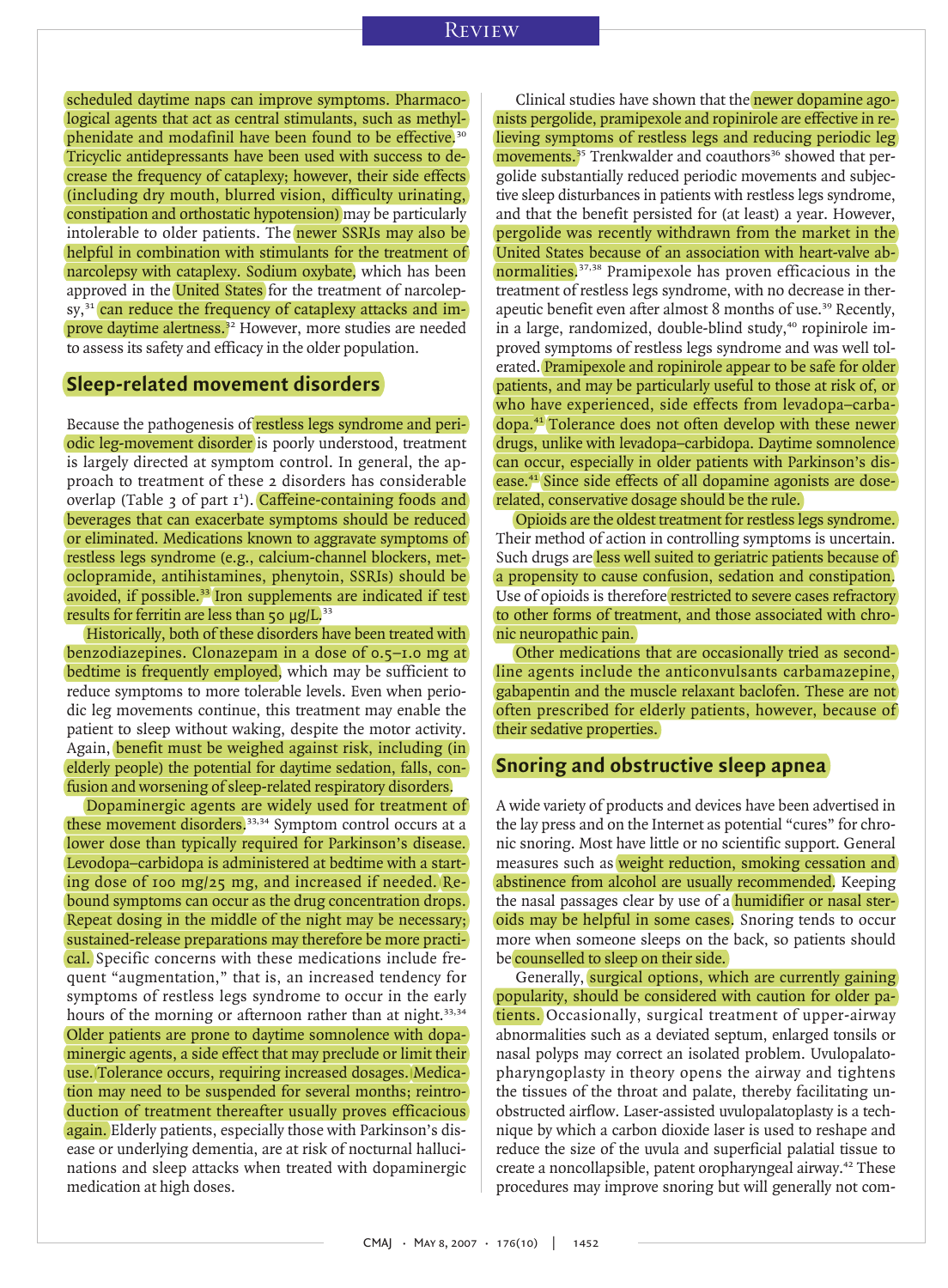scheduled daytime naps can improve symptoms. Pharmacological agents that act as central stimulants, such as methylphenidate and modafinil have been found to be effective.[30] Tricyclic antidepressants have been used with success to decrease the frequency of cataplexy; however, their side effects (including dry mouth, blurred vision, difficulty urinating, constipation and orthostatic hypotension) may be particularly intolerable to older patients. The newer SSRIs may also be helpful in combination with stimulants for the treatment of narcolepsy with cataplexy. Sodium oxybate, which has been approved in the United States for the treatment of narcolepsy,[31] can reduce the frequency of cataplexy attacks and improve daytime alertness.[32] However, more studies are needed to assess its safety and efficacy in the older population.

## Sleep-related movement disorders

Because the pathogenesis of restless legs syndrome and periodic leg-movement disorder is poorly understood, treatment is largely directed at symptom control. In general, the approach to treatment of these 2 disorders has considerable overlap (Table 3 of part 1[1]). Caffeine-containing foods and beverages that can exacerbate symptoms should be reduced or eliminated. Medications known to aggravate symptoms of restless legs syndrome (e.g., calcium-channel blockers, metoclopramide, antihistamines, phenytoin, SSRIs) should be avoided, if possible.[33] Iron supplements are indicated if test results for ferritin are less than 50 μg/L.[33]

Historically, both of these disorders have been treated with benzodiazepines. Clonazepam in a dose of 0.5–1.0 mg at bedtime is frequently employed, which may be sufficient to reduce symptoms to more tolerable levels. Even when periodic leg movements continue, this treatment may enable the patient to sleep without waking, despite the motor activity. Again, benefit must be weighed against risk, including (in elderly people) the potential for daytime sedation, falls, confusion and worsening of sleep-related respiratory disorders.

Dopaminergic agents are widely used for treatment of these movement disorders.[33,34] Symptom control occurs at a lower dose than typically required for Parkinson's disease. Levodopa–carbidopa is administered at bedtime with a starting dose of 100 mg/25 mg, and increased if needed. Rebound symptoms can occur as the drug concentration drops. Repeat dosing in the middle of the night may be necessary; sustained-release preparations may therefore be more practical. Specific concerns with these medications include frequent "augmentation," that is, an increased tendency for symptoms of restless legs syndrome to occur in the early hours of the morning or afternoon rather than at night.[33,34] Older patients are prone to daytime somnolence with dopaminergic agents, a side effect that may preclude or limit their use. Tolerance occurs, requiring increased dosages. Medication may need to be suspended for several months; reintroduction of treatment thereafter usually proves efficacious again. Elderly patients, especially those with Parkinson's disease or underlying dementia, are at risk of nocturnal hallucinations and sleep attacks when treated with dopaminergic medication at high doses.

Clinical studies have shown that the newer dopamine agonists pergolide, pramipexole and ropinirole are effective in relieving symptoms of restless legs and reducing periodic leg movements.[35] Trenkwalder and coauthors[36] showed that pergolide substantially reduced periodic movements and subjective sleep disturbances in patients with restless legs syndrome, and that the benefit persisted for (at least) a year. However, pergolide was recently withdrawn from the market in the United States because of an association with heart-valve abnormalities.[37,38] Pramipexole has proven efficacious in the treatment of restless legs syndrome, with no decrease in therapeutic benefit even after almost 8 months of use.[39] Recently, in a large, randomized, double-blind study,[40] ropinirole improved symptoms of restless legs syndrome and was well tolerated. Pramipexole and ropinirole appear to be safe for older patients, and may be particularly useful to those at risk of, or who have experienced, side effects from levadopa–carbadopa.[41] Tolerance does not often develop with these newer drugs, unlike with levadopa–carbidopa. Daytime somnolence can occur, especially in older patients with Parkinson's disease.[41] Since side effects of all dopamine agonists are dose-related, conservative dosage should be the rule.

Opioids are the oldest treatment for restless legs syndrome. Their method of action in controlling symptoms is uncertain. Such drugs are less well suited to geriatric patients because of a propensity to cause confusion, sedation and constipation. Use of opioids is therefore restricted to severe cases refractory to other forms of treatment, and those associated with chronic neuropathic pain.

Other medications that are occasionally tried as second-line agents include the anticonvulsants carbamazepine, gabapentin and the muscle relaxant baclofen. These are not often prescribed for elderly patients, however, because of their sedative properties.

## Snoring and obstructive sleep apnea

A wide variety of products and devices have been advertised in the lay press and on the Internet as potential "cures" for chronic snoring. Most have little or no scientific support. General measures such as weight reduction, smoking cessation and abstinence from alcohol are usually recommended. Keeping the nasal passages clear by use of a humidifier or nasal steroids may be helpful in some cases. Snoring tends to occur more when someone sleeps on the back, so patients should be counselled to sleep on their side.

Generally, surgical options, which are currently gaining popularity, should be considered with caution for older patients. Occasionally, surgical treatment of upper-airway abnormalities such as a deviated septum, enlarged tonsils or nasal polyps may correct an isolated problem. Uvulopalatopharyngoplasty in theory opens the airway and tightens the tissues of the throat and palate, thereby facilitating unobstructed airflow. Laser-assisted uvulopalatoplasty is a technique by which a carbon dioxide laser is used to reshape and reduce the size of the uvula and superficial palatial tissue to create a noncollapsible, patent oropharyngeal airway.[42] These procedures may improve snoring but will generally not com-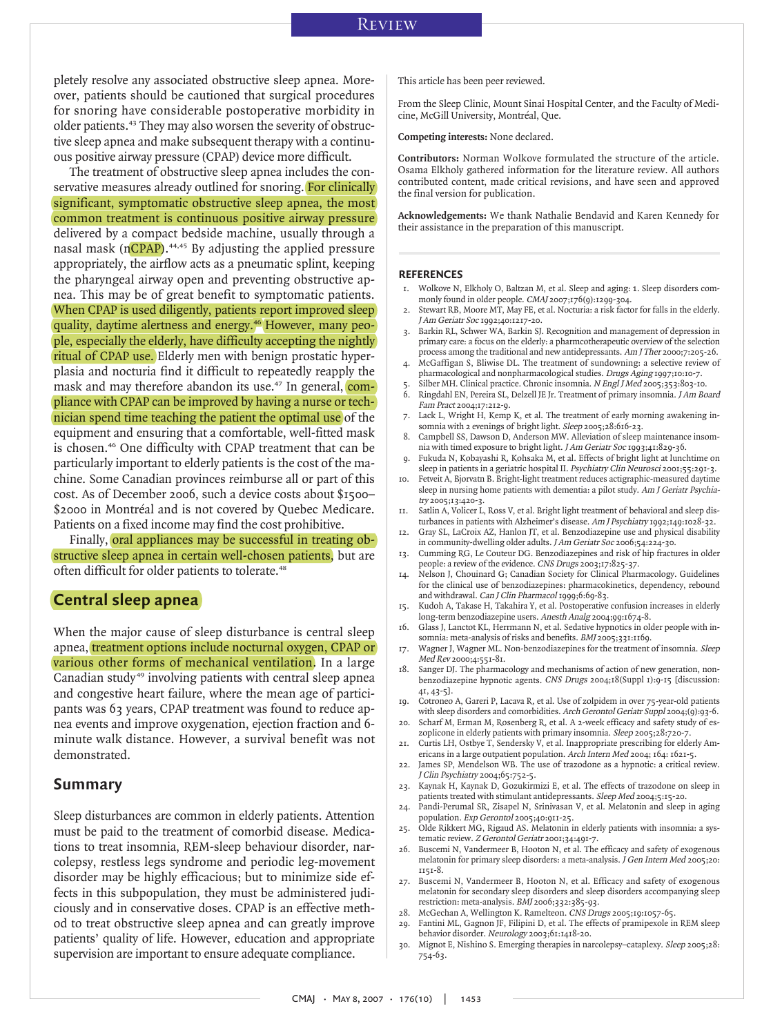pletely resolve any associated obstructive sleep apnea. Moreover, patients should be cautioned that surgical procedures for snoring have considerable postoperative morbidity in older patients.[43] They may also worsen the severity of obstructive sleep apnea and make subsequent therapy with a continuous positive airway pressure (CPAP) device more difficult.

The treatment of obstructive sleep apnea includes the conservative measures already outlined for snoring. For clinically significant, symptomatic obstructive sleep apnea, the most common treatment is continuous positive airway pressure delivered by a compact bedside machine, usually through a nasal mask (nCPAP).[44,45] By adjusting the applied pressure appropriately, the airflow acts as a pneumatic splint, keeping the pharyngeal airway open and preventing obstructive apnea. This may be of great benefit to symptomatic patients. When CPAP is used diligently, patients report improved sleep quality, daytime alertness and energy.[46] However, many people, especially the elderly, have difficulty accepting the nightly ritual of CPAP use. Elderly men with benign prostatic hyperplasia and nocturia find it difficult to repeatedly replace the mask and may therefore abandon its use.[47] In general, compliance with CPAP can be improved by having a nurse or technician spend time teaching the patient the optimal use of the equipment and ensuring that a comfortable, well-fitted mask is chosen.[46] One difficulty with CPAP treatment that can be particularly important to elderly patients is the cost of the machine. Some Canadian provinces reimburse all or part of this cost. As of December 2006, such a device costs about $1500–$2000 in Montréal and is not covered by Quebec Medicare. Patients on a fixed income may find the cost prohibitive.

Finally, oral appliances may be successful in treating obstructive sleep apnea in certain well-chosen patients, but are often difficult for older patients to tolerate.[48]

## Central sleep apnea

When the major cause of sleep disturbance is central sleep apnea, treatment options include nocturnal oxygen, CPAP or various other forms of mechanical ventilation. In a large Canadian study[49] involving patients with central sleep apnea and congestive heart failure, where the mean age of participants was 63 years, CPAP treatment was found to reduce apnea events and improve oxygenation, ejection fraction and 6-minute walk distance. However, a survival benefit was not demonstrated.

## Summary

Sleep disturbances are common in elderly patients. Attention must be paid to the treatment of comorbid disease. Medications to treat insomnia, REM-sleep behaviour disorder, narcolepsy, restless legs syndrome and periodic leg-movement disorder may be highly efficacious; but to minimize side effects in this subpopulation, they must be administered judiciously and in conservative doses. CPAP is an effective method to treat obstructive sleep apnea and can greatly improve patients' quality of life. However, education and appropriate supervision are important to ensure adequate compliance.

This article has been peer reviewed.

From the Sleep Clinic, Mount Sinai Hospital Center, and the Faculty of Medicine, McGill University, Montréal, Que.

**Competing interests:** None declared.

**Contributors:** Norman Wolkove formulated the structure of the article. Osama Elkholy gathered information for the literature review. All authors contributed content, made critical revisions, and have seen and approved the final version for publication.

**Acknowledgements:** We thank Nathalie Bendavid and Karen Kennedy for their assistance in the preparation of this manuscript.

## REFERENCES

1. Wolkove N, Elkholy O, Baltzan M, et al. Sleep and aging: 1. Sleep disorders commonly found in older people. *CMAJ* 2007;176(9):1299-304.
2. Stewart RB, Moore MT, May FE, et al. Nocturia: a risk factor for falls in the elderly. *J Am Geriatr Soc* 1992;40:1217-20.
3. Barkin RL, Schwer WA, Barkin SJ. Recognition and management of depression in primary care: a focus on the elderly: a pharmcotherapeutic overview of the selection process among the traditional and new antidepressants. *Am J Ther* 2000;7:205-26.
4. McGaffigan S, Bliwise DL. The treatment of sundowning: a selective review of pharmacological and nonpharmacological studies. *Drugs Aging* 1997;10:10-7.
5. Silber MH. Clinical practice. Chronic insomnia. *N Engl J Med* 2005;353:803-10.
6. Ringdahl EN, Pereira SL, Delzell JE Jr. Treatment of primary insomnia. *J Am Board Fam Pract* 2004;17:212-9.
7. Lack L, Wright H, Kemp K, et al. The treatment of early morning awakening insomnia with 2 evenings of bright light. *Sleep* 2005;28:616-23.
8. Campbell SS, Dawson D, Anderson MW. Alleviation of sleep maintenance insomnia with timed exposure to bright light. *J Am Geriatr Soc* 1993;41:829-36.
9. Fukuda N, Kobayashi R, Kohsaka M, et al. Effects of bright light at lunchtime on sleep in patients in a geriatric hospital II. *Psychiatry Clin Neurosci* 2001;55:291-3.
10. Fetveit A, Bjorvatn B. Bright-light treatment reduces actigraphic-measured daytime sleep in nursing home patients with dementia: a pilot study. *Am J Geriatr Psychiatry* 2005;13:420-3.
11. Satlin A, Volicer L, Ross V, et al. Bright light treatment of behavioral and sleep disturbances in patients with Alzheimer's disease. *Am J Psychiatry* 1992;149:1028-32.
12. Gray SL, LaCroix AZ, Hanlon JT, et al. Benzodiazepine use and physical disability in community-dwelling older adults. *J Am Geriatr Soc* 2006;54:224-30.
13. Cumming RG, Le Couteur DG. Benzodiazepines and risk of hip fractures in older people: a review of the evidence. *CNS Drugs* 2003;17:825-37.
14. Nelson J, Chouinard G; Canadian Society for Clinical Pharmacology. Guidelines for the clinical use of benzodiazepines: pharmacokinetics, dependency, rebound and withdrawal. *Can J Clin Pharmacol* 1999;6:69-83.
15. Kudoh A, Takase H, Takahira Y, et al. Postoperative confusion increases in elderly long-term benzodiazepine users. *Anesth Analg* 2004;99:1674-8.
16. Glass J, Lanctot KL, Herrmann N, et al. Sedative hypnotics in older people with insomnia: meta-analysis of risks and benefits. *BMJ* 2005;331:1169.
17. Wagner J, Wagner ML. Non-benzodiazepines for the treatment of insomnia. *Sleep Med Rev* 2000;4:551-81.
18. Sanger DJ. The pharmacology and mechanisms of action of new generation, non-benzodiazepine hypnotic agents. *CNS Drugs* 2004;18(Suppl 1):9-15 [discussion: 41, 43-5].
19. Cotroneo A, Gareri P, Lacava R, et al. Use of zolpidem in over 75-year-old patients with sleep disorders and comorbidities. *Arch Gerontol Geriatr Suppl* 2004;(9):93-6.
20. Scharf M, Erman M, Rosenberg R, et al. A 2-week efficacy and safety study of eszopiclone in elderly patients with primary insomnia. *Sleep* 2005;28:720-7.
21. Curtis LH, Ostbye T, Sendersky V, et al. Inappropriate prescribing for elderly Americans in a large outpatient population. *Arch Intern Med* 2004; 164: 1621-5.
22. James SP, Mendelson WB. The use of trazodone as a hypnotic: a critical review. *J Clin Psychiatry* 2004;65:752-5.
23. Kaynak H, Kaynak D, Gozukirmizi E, et al. The effects of trazodone on sleep in patients treated with stimulant antidepressants. *Sleep Med* 2004;5:15-20.
24. Pandi-Perumal SR, Zisapel N, Srinivasan V, et al. Melatonin and sleep in aging population. *Exp Gerontol* 2005;40:911-25.
25. Olde Rikkert MG, Rigaud AS. Melatonin in elderly patients with insomnia: a systematic review. *Z Gerontol Geriatr* 2001;34:491-7.
26. Buscemi N, Vandermeer B, Hooton N, et al. The efficacy and safety of exogenous melatonin for primary sleep disorders: a meta-analysis. *J Gen Intern Med* 2005;20:1151-8.
27. Buscemi N, Vandermeer B, Hooton N, et al. Efficacy and safety of exogenous melatonin for secondary sleep disorders and sleep disorders accompanying sleep restriction: meta-analysis. *BMJ* 2006;332:385-93.
28. McGechan A, Wellington K. Ramelteon. *CNS Drugs* 2005;19:1057-65.
29. Fantini ML, Gagnon JF, Filipini D, et al. The effects of pramipexole in REM sleep behavior disorder. *Neurology* 2003;61:1418-20.
30. Mignot E, Nishino S. Emerging therapies in narcolepsy–cataplexy. *Sleep* 2005;28:754-63.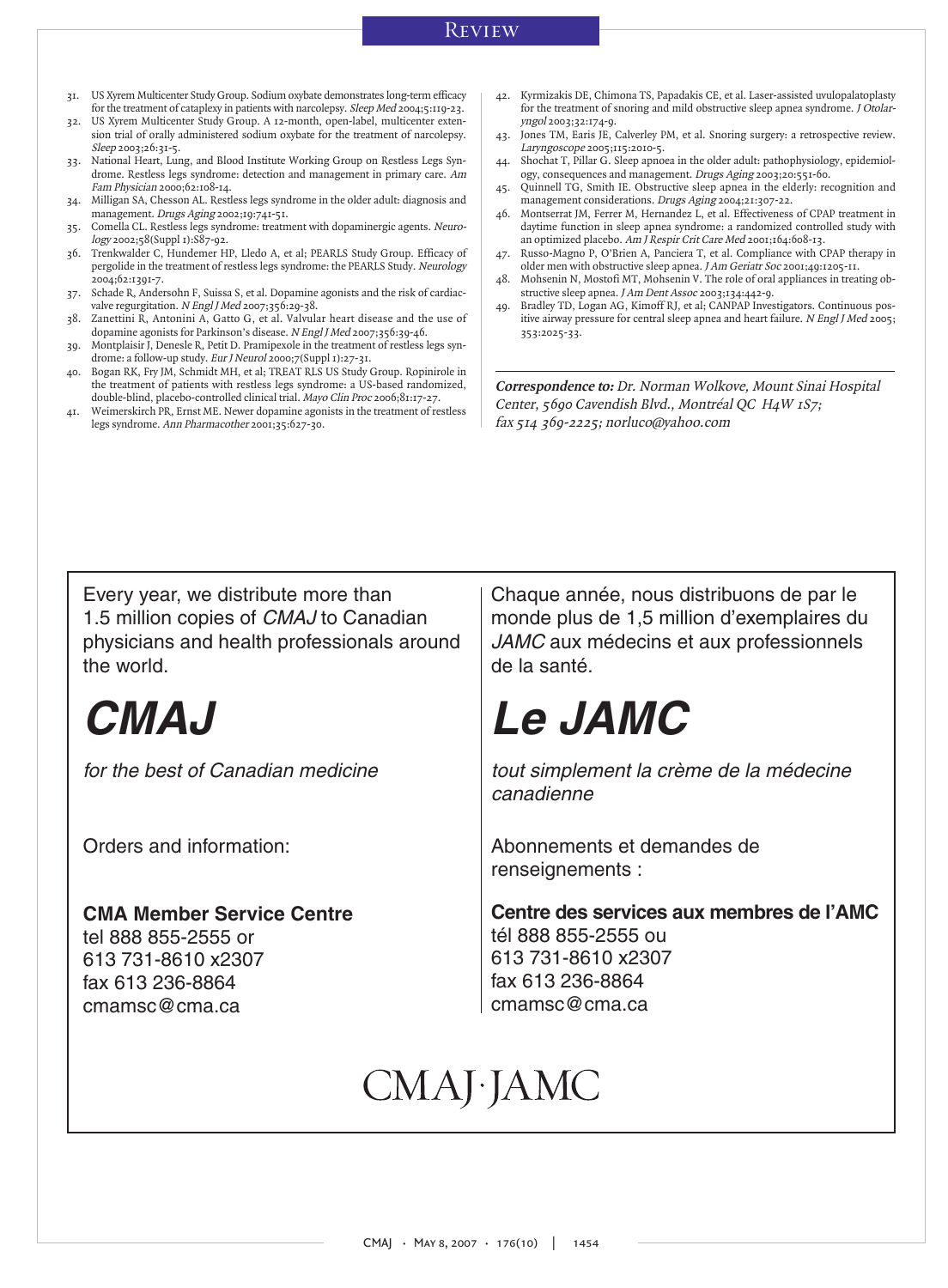31. US Xyrem Multicenter Study Group. Sodium oxybate demonstrates long-term efficacy for the treatment of cataplexy in patients with narcolepsy. *Sleep Med* 2004;5:119-23.
32. US Xyrem Multicenter Study Group. A 12-month, open-label, multicenter extension trial of orally administered sodium oxybate for the treatment of narcolepsy. *Sleep* 2003;26:31-5.
33. National Heart, Lung, and Blood Institute Working Group on Restless Legs Syndrome. Restless legs syndrome: detection and management in primary care. *Am Fam Physician* 2000;62:108-14.
34. Milligan SA, Chesson AL. Restless legs syndrome in the older adult: diagnosis and management. *Drugs Aging* 2002;19:741-51.
35. Comella CL. Restless legs syndrome: treatment with dopaminergic agents. *Neurology* 2002;58(Suppl 1):S87-92.
36. Trenkwalder C, Hundemer HP, Lledo A, et al; PEARLS Study Group. Efficacy of pergolide in the treatment of restless legs syndrome: the PEARLS Study. *Neurology* 2004;62:1391-7.
37. Schade R, Andersohn F, Suissa S, et al. Dopamine agonists and the risk of cardiac-valve regurgitation. *N Engl J Med* 2007;356:29-38.
38. Zanettini R, Antonini A, Gatto G, et al. Valvular heart disease and the use of dopamine agonists for Parkinson's disease. *N Engl J Med* 2007;356:39-46.
39. Montplaisir J, Denesle R, Petit D. Pramipexole in the treatment of restless legs syndrome: a follow-up study. *Eur J Neurol* 2000;7(Suppl 1):27-31.
40. Bogan RK, Fry JM, Schmidt MH, et al; TREAT RLS US Study Group. Ropinirole in the treatment of patients with restless legs syndrome: a US-based randomized, double-blind, placebo-controlled clinical trial. *Mayo Clin Proc* 2006;81:17-27.
41. Weimerskirch PR, Ernst ME. Newer dopamine agonists in the treatment of restless legs syndrome. *Ann Pharmacother* 2001;35:627-30.
42. Kyrmizakis DE, Chimona TS, Papadakis CE, et al. Laser-assisted uvulopalatoplasty for the treatment of snoring and mild obstructive sleep apnea syndrome. *J Otolaryngol* 2003;32:174-9.
43. Jones TM, Earis JE, Calverley PM, et al. Snoring surgery: a retrospective review. *Laryngoscope* 2005;115:2010-5.
44. Shochat T, Pillar G. Sleep apnoea in the older adult: pathophysiology, epidemiology, consequences and management. *Drugs Aging* 2003;20:551-60.
45. Quinnell TG, Smith IE. Obstructive sleep apnea in the elderly: recognition and management considerations. *Drugs Aging* 2004;21:307-22.
46. Montserrat JM, Ferrer M, Hernandez L, et al. Effectiveness of CPAP treatment in daytime function in sleep apnea syndrome: a randomized controlled study with an optimized placebo. *Am J Respir Crit Care Med* 2001;164:608-13.
47. Russo-Magno P, O'Brien A, Panciera T, et al. Compliance with CPAP therapy in older men with obstructive sleep apnea. *J Am Geriatr Soc* 2001;49:1205-11.
48. Mohsenin N, Mostofi MT, Mohsenin V. The role of oral appliances in treating obstructive sleep apnea. *J Am Dent Assoc* 2003;134:442-9.
49. Bradley TD, Logan AG, Kimoff RJ, et al; CANPAP Investigators. Continuous positive airway pressure for central sleep apnea and heart failure. *N Engl J Med* 2005;353:2025-33.

***Correspondence to:*** *Dr. Norman Wolkove, Mount Sinai Hospital Center, 5690 Cavendish Blvd., Montréal QC H4W 1S7; fax 514 369-2225; norluco@yahoo.com*

---

Every year, we distribute more than 1.5 million copies of *CMAJ* to Canadian physicians and health professionals around the world.

## *CMAJ*

*for the best of Canadian medicine*

Orders and information:

**CMA Member Service Centre**
tel 888 855-2555 or
613 731-8610 x2307
fax 613 236-8864
cmamsc@cma.ca

Chaque année, nous distribuons de par le monde plus de 1,5 million d'exemplaires du *JAMC* aux médecins et aux professionnels de la santé.

## *Le JAMC*

*tout simplement la crème de la médecine canadienne*

Abonnements et demandes de renseignements :

**Centre des services aux membres de l'AMC**
tél 888 855-2555 ou
613 731-8610 x2307
fax 613 236-8864
cmamsc@cma.ca

CMAJ·JAMC